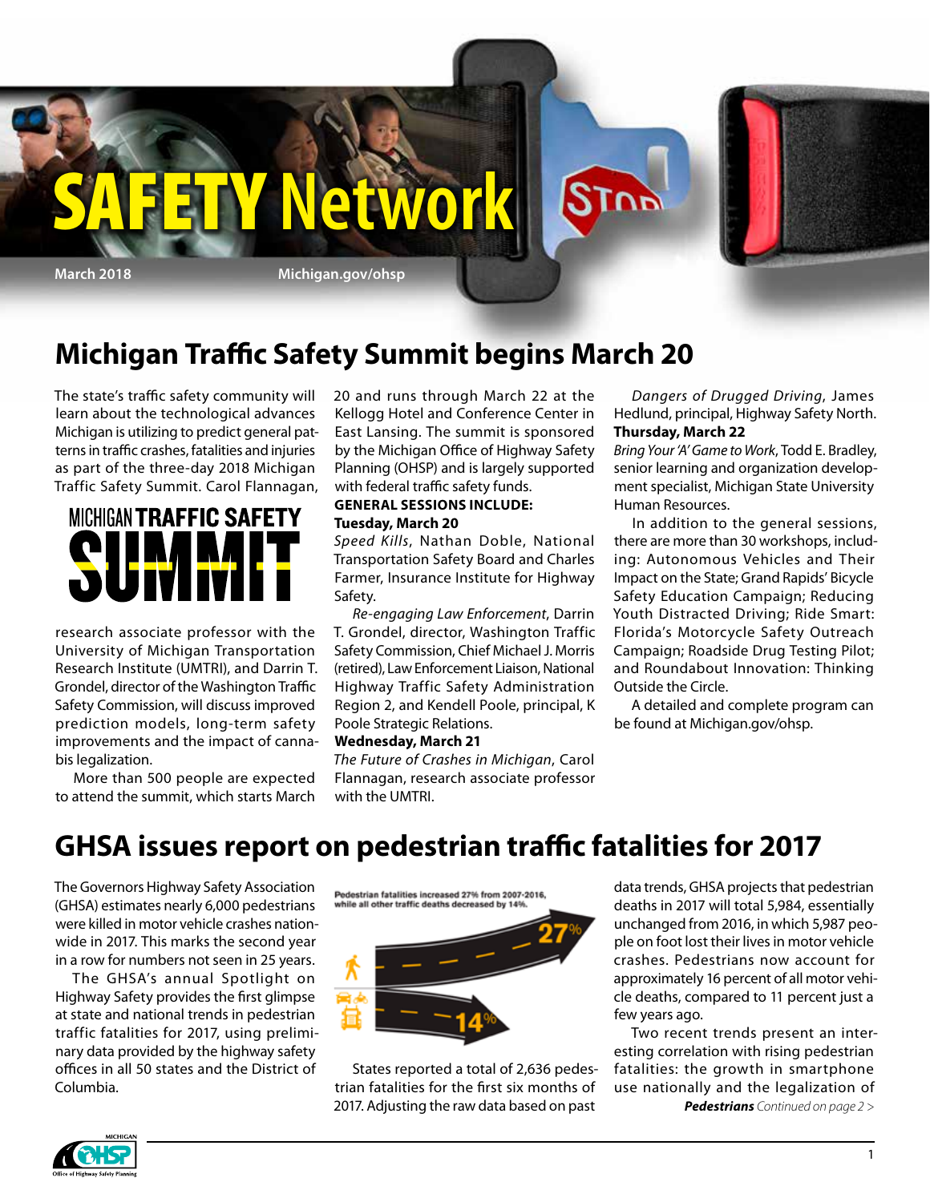# SAFETY Network

March 2018 Michigan.gov/ohsp

## Michigan Traffic Safety Summit begins March 20

The state's traffic safety community will learn about the technological advances Michigan is utilizing to predict general patterns in traffic crashes, fatalities and injuries as part of the three-day 2018 Michigan Traffic Safety Summit. Carol Flannagan, research associate professor with the University of Michigan Transportation Research Institute (UMTRI), and Darrin T. Grondel, director of the Washington Traffic Safety Commission, will discuss improved prediction models, long-term safety improvements and the impact of cannabis legalization.

More than 500 people are expected to attend the summit, which starts March 20 and runs through March 22 at the Kellogg Hotel and Conference Center in East Lansing. The summit is sponsored by the Michigan Office of Highway Safety Planning (OHSP) and is largely supported with federal traffic safety funds.

**GENERAL SESSIONS INCLUDE:**

**Tuesday, March 20**

*Speed Kills*, Nathan Doble, National Transportation Safety Board and Charles Farmer, Insurance Institute for Highway Safety.

*Re-engaging Law Enforcement*, Darrin T. Grondel, director, Washington Traffic Safety Commission, Chief Michael J. Morris (retired), Law Enforcement Liaison, National Highway Traffic Safety Administration Region 2, and Kendell Poole, principal, K Poole Strategic Relations.

**Wednesday, March 21**

*The Future of Crashes in Michigan*, Carol Flannagan, research associate professor with the UMTRI.

*Dangers of Drugged Driving*, James Hedlund, principal, Highway Safety North.

**Thursday, March 22**

*Bring Your 'A' Game to Work*, Todd E. Bradley, senior learning and organization development specialist, Michigan State University Human Resources.

In addition to the general sessions, there are more than 30 workshops, including: Autonomous Vehicles and Their Impact on the State; Grand Rapids' Bicycle Safety Education Campaign; Reducing Youth Distracted Driving; Ride Smart: Florida's Motorcycle Safety Outreach Campaign; Roadside Drug Testing Pilot; and Roundabout Innovation: Thinking Outside the Circle.

A detailed and complete program can be found at Michigan.gov/ohsp.

## GHSA issues report on pedestrian traffic fatalities for 2017

The Governors Highway Safety Association (GHSA) estimates nearly 6,000 pedestrians were killed in motor vehicle crashes nationwide in 2017. This marks the second year in a row for numbers not seen in 25 years.

The GHSA's annual Spotlight on Highway Safety provides the first glimpse at state and national trends in pedestrian traffic fatalities for 2017, using preliminary data provided by the highway safety offices in all 50 states and the District of Columbia.

Pedestrian fatalities increased 27% from 2007-2016, while all other traffic deaths decreased by 14%.

States reported a total of 2,636 pedestrian fatalities for the first six months of 2017. Adjusting the raw data based on past data trends, GHSA projects that pedestrian deaths in 2017 will total 5,984, essentially unchanged from 2016, in which 5,987 people on foot lost their lives in motor vehicle crashes. Pedestrians now account for approximately 16 percent of all motor vehicle deaths, compared to 11 percent just a few years ago.

Two recent trends present an interesting correlation with rising pedestrian fatalities: the growth in smartphone use nationally and the legalization of

***Pedestrians*** *Continued on page 2 >*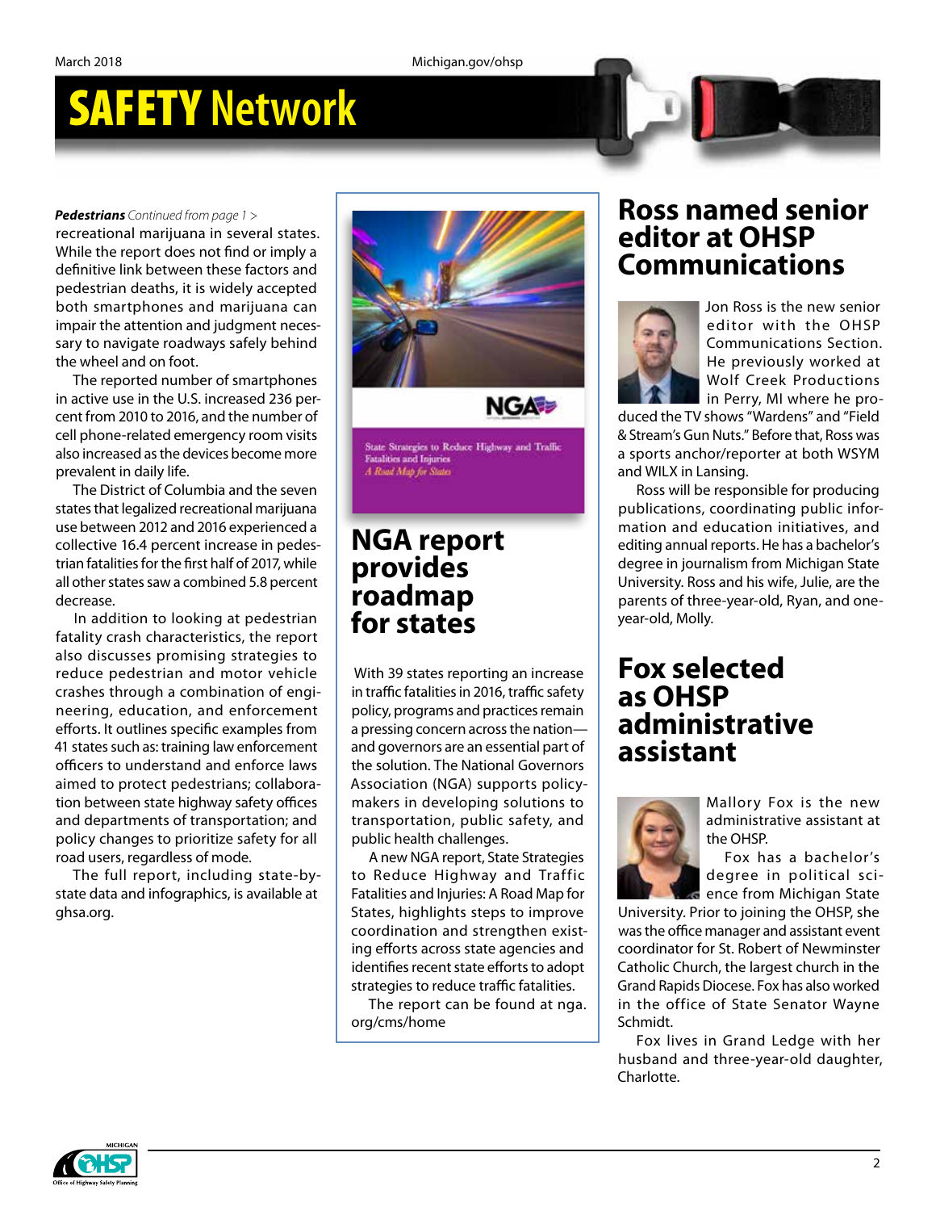***Pedestrians*** *Continued from page 1 >*

recreational marijuana in several states. While the report does not find or imply a definitive link between these factors and pedestrian deaths, it is widely accepted both smartphones and marijuana can impair the attention and judgment necessary to navigate roadways safely behind the wheel and on foot.

The reported number of smartphones in active use in the U.S. increased 236 percent from 2010 to 2016, and the number of cell phone-related emergency room visits also increased as the devices become more prevalent in daily life.

The District of Columbia and the seven states that legalized recreational marijuana use between 2012 and 2016 experienced a collective 16.4 percent increase in pedestrian fatalities for the first half of 2017, while all other states saw a combined 5.8 percent decrease.

In addition to looking at pedestrian fatality crash characteristics, the report also discusses promising strategies to reduce pedestrian and motor vehicle crashes through a combination of engineering, education, and enforcement efforts. It outlines specific examples from 41 states such as: training law enforcement officers to understand and enforce laws aimed to protect pedestrians; collaboration between state highway safety offices and departments of transportation; and policy changes to prioritize safety for all road users, regardless of mode.

The full report, including state-by-state data and infographics, is available at ghsa.org.

# NGA report provides roadmap for states

With 39 states reporting an increase in traffic fatalities in 2016, traffic safety policy, programs and practices remain a pressing concern across the nation—and governors are an essential part of the solution. The National Governors Association (NGA) supports policymakers in developing solutions to transportation, public safety, and public health challenges.

A new NGA report, State Strategies to Reduce Highway and Traffic Fatalities and Injuries: A Road Map for States, highlights steps to improve coordination and strengthen existing efforts across state agencies and identifies recent state efforts to adopt strategies to reduce traffic fatalities.

The report can be found at nga.org/cms/home

# Ross named senior editor at OHSP Communications

Jon Ross is the new senior editor with the OHSP Communications Section. He previously worked at Wolf Creek Productions in Perry, MI where he produced the TV shows "Wardens" and "Field & Stream's Gun Nuts." Before that, Ross was a sports anchor/reporter at both WSYM and WILX in Lansing.

Ross will be responsible for producing publications, coordinating public information and education initiatives, and editing annual reports. He has a bachelor's degree in journalism from Michigan State University. Ross and his wife, Julie, are the parents of three-year-old, Ryan, and one-year-old, Molly.

# Fox selected as OHSP administrative assistant

Mallory Fox is the new administrative assistant at the OHSP.

Fox has a bachelor's degree in political science from Michigan State University. Prior to joining the OHSP, she was the office manager and assistant event coordinator for St. Robert of Newminster Catholic Church, the largest church in the Grand Rapids Diocese. Fox has also worked in the office of State Senator Wayne Schmidt.

Fox lives in Grand Ledge with her husband and three-year-old daughter, Charlotte.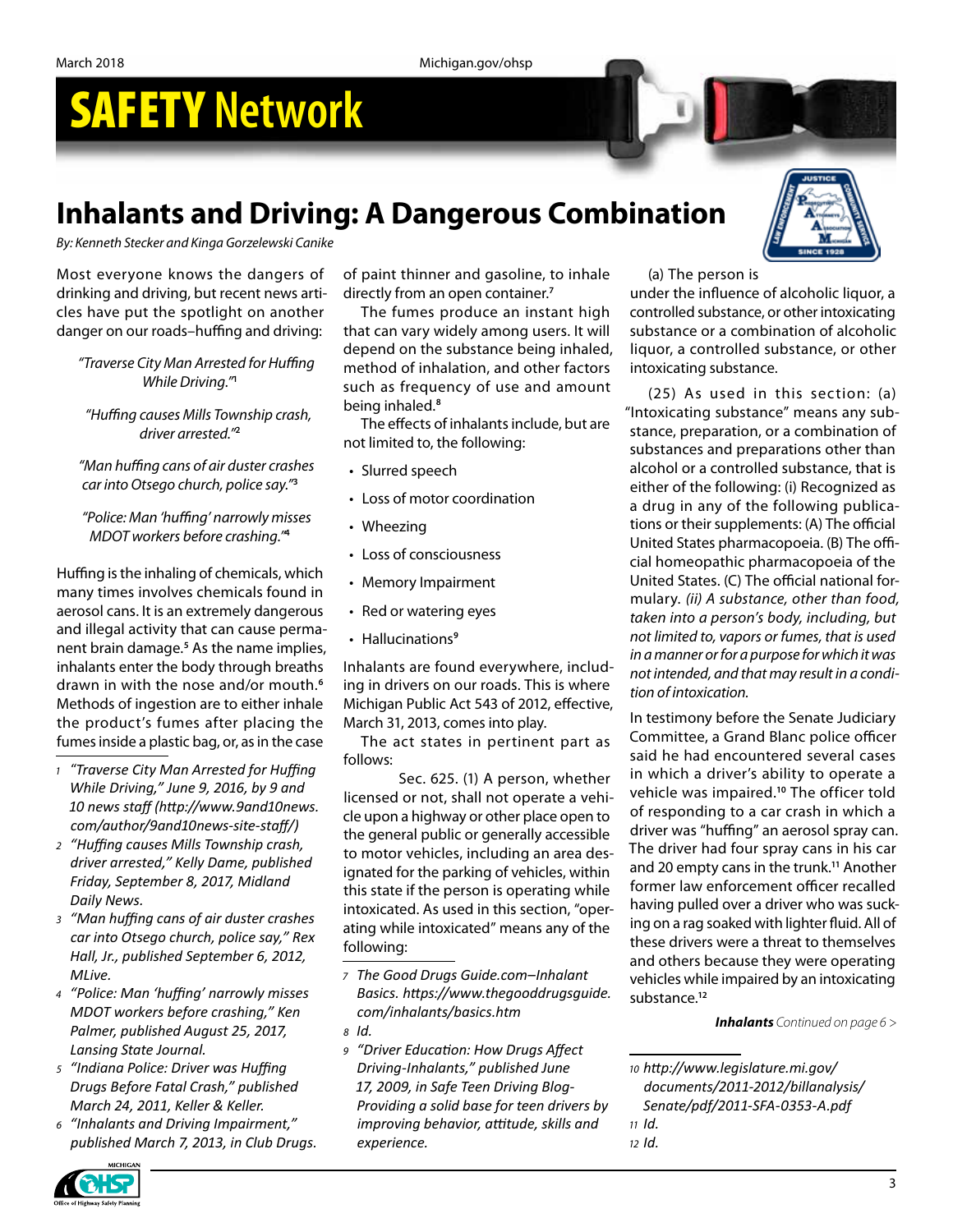# SAFETY Network

## Inhalants and Driving: A Dangerous Combination

*By: Kenneth Stecker and Kinga Gorzelewski Canike*

Most everyone knows the dangers of drinking and driving, but recent news articles have put the spotlight on another danger on our roads–huffing and driving:

*"Traverse City Man Arrested for Huffing While Driving."*[1]

*"Huffing causes Mills Township crash, driver arrested."*[2]

*"Man huffing cans of air duster crashes car into Otsego church, police say."*[3]

*"Police: Man 'huffing' narrowly misses MDOT workers before crashing."*[4]

Huffing is the inhaling of chemicals, which many times involves chemicals found in aerosol cans. It is an extremely dangerous and illegal activity that can cause permanent brain damage.[5] As the name implies, inhalants enter the body through breaths drawn in with the nose and/or mouth.[6] Methods of ingestion are to either inhale the product's fumes after placing the fumes inside a plastic bag, or, as in the case of paint thinner and gasoline, to inhale directly from an open container.[7]

The fumes produce an instant high that can vary widely among users. It will depend on the substance being inhaled, method of inhalation, and other factors such as frequency of use and amount being inhaled.[8]

The effects of inhalants include, but are not limited to, the following:

- Slurred speech
- Loss of motor coordination
- Wheezing
- Loss of consciousness
- Memory Impairment
- Red or watering eyes
- Hallucinations[9]

Inhalants are found everywhere, including in drivers on our roads. This is where Michigan Public Act 543 of 2012, effective, March 31, 2013, comes into play.

The act states in pertinent part as follows:

Sec. 625. (1) A person, whether licensed or not, shall not operate a vehicle upon a highway or other place open to the general public or generally accessible to motor vehicles, including an area designated for the parking of vehicles, within this state if the person is operating while intoxicated. As used in this section, "operating while intoxicated" means any of the following:

(a) The person is under the influence of alcoholic liquor, a controlled substance, or other intoxicating substance or a combination of alcoholic liquor, a controlled substance, or other intoxicating substance.

(25) As used in this section: (a) "Intoxicating substance" means any substance, preparation, or a combination of substances and preparations other than alcohol or a controlled substance, that is either of the following: (i) Recognized as a drug in any of the following publications or their supplements: (A) The official United States pharmacopoeia. (B) The official homeopathic pharmacopoeia of the United States. (C) The official national formulary. *(ii) A substance, other than food, taken into a person's body, including, but not limited to, vapors or fumes, that is used in a manner or for a purpose for which it was not intended, and that may result in a condition of intoxication.*

In testimony before the Senate Judiciary Committee, a Grand Blanc police officer said he had encountered several cases in which a driver's ability to operate a vehicle was impaired.[10] The officer told of responding to a car crash in which a driver was "huffing" an aerosol spray can. The driver had four spray cans in his car and 20 empty cans in the trunk.[11] Another former law enforcement officer recalled having pulled over a driver who was sucking on a rag soaked with lighter fluid. All of these drivers were a threat to themselves and others because they were operating vehicles while impaired by an intoxicating substance.[12]

***Inhalants*** *Continued on page 6 >*

---

1 *"Traverse City Man Arrested for Huffing While Driving," June 9, 2016, by 9 and 10 news staff (http://www.9and10news.com/author/9and10news-site-staff/)*

2 *"Huffing causes Mills Township crash, driver arrested," Kelly Dame, published Friday, September 8, 2017, Midland Daily News.*

3 *"Man huffing cans of air duster crashes car into Otsego church, police say," Rex Hall, Jr., published September 6, 2012, MLive.*

4 *"Police: Man 'huffing' narrowly misses MDOT workers before crashing," Ken Palmer, published August 25, 2017, Lansing State Journal.*

5 *"Indiana Police: Driver was Huffing Drugs Before Fatal Crash," published March 24, 2011, Keller & Keller.*

6 *"Inhalants and Driving Impairment," published March 7, 2013, in Club Drugs.*

7 *The Good Drugs Guide.com–Inhalant Basics. https://www.thegooddrugsguide.com/inhalants/basics.htm*

8 *Id.*

9 *"Driver Education: How Drugs Affect Driving-Inhalants," published June 17, 2009, in Safe Teen Driving Blog-Providing a solid base for teen drivers by improving behavior, attitude, skills and experience.*

10 *http://www.legislature.mi.gov/documents/2011-2012/billanalysis/Senate/pdf/2011-SFA-0353-A.pdf*

11 *Id.*

12 *Id.*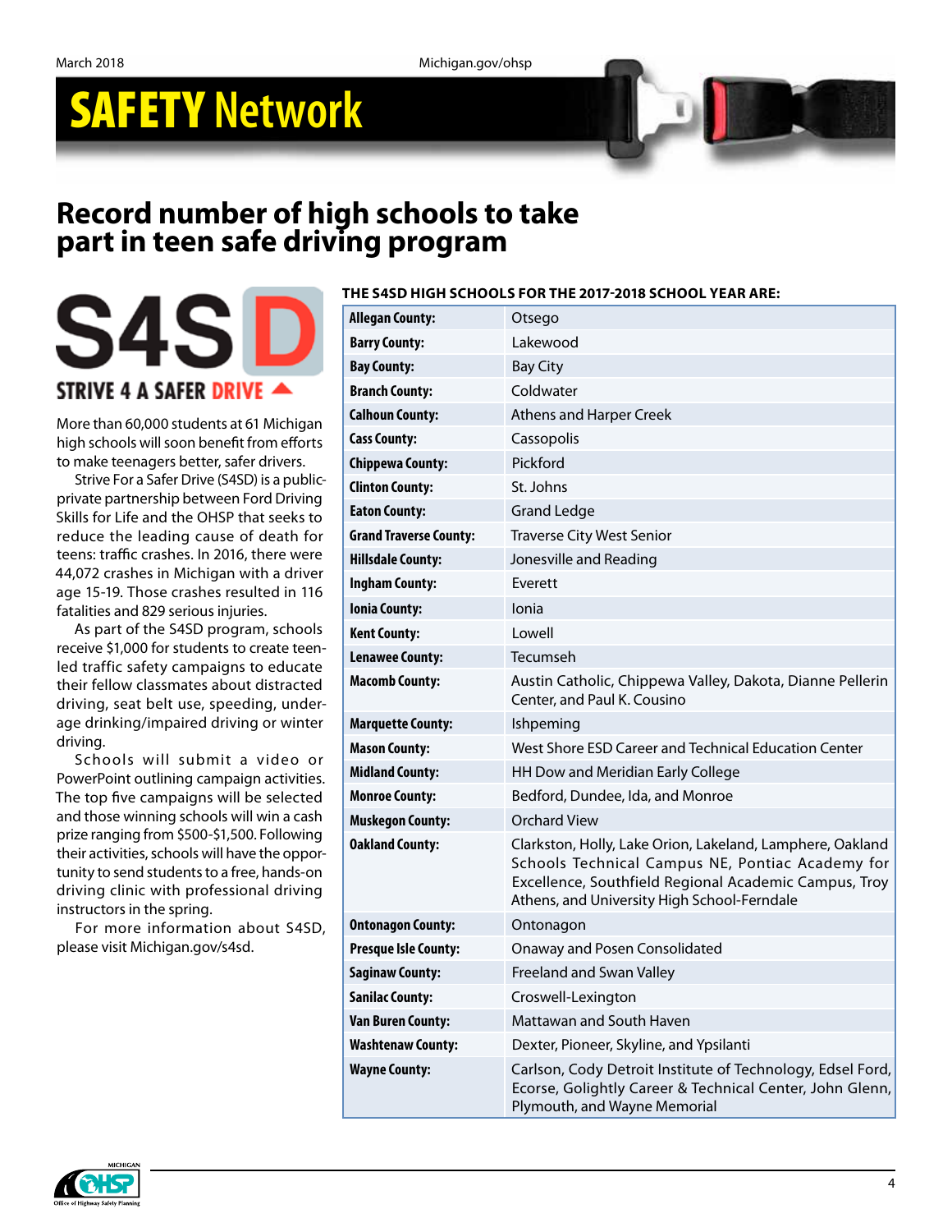# SAFETY Network

## Record number of high schools to take part in teen safe driving program

S4SD

STRIVE 4 A SAFER DRIVE

More than 60,000 students at 61 Michigan high schools will soon benefit from efforts to make teenagers better, safer drivers.

Strive For a Safer Drive (S4SD) is a public-private partnership between Ford Driving Skills for Life and the OHSP that seeks to reduce the leading cause of death for teens: traffic crashes. In 2016, there were 44,072 crashes in Michigan with a driver age 15-19. Those crashes resulted in 116 fatalities and 829 serious injuries.

As part of the S4SD program, schools receive $1,000 for students to create teen-led traffic safety campaigns to educate their fellow classmates about distracted driving, seat belt use, speeding, underage drinking/impaired driving or winter driving.

Schools will submit a video or PowerPoint outlining campaign activities. The top five campaigns will be selected and those winning schools will win a cash prize ranging from $500-$1,500. Following their activities, schools will have the opportunity to send students to a free, hands-on driving clinic with professional driving instructors in the spring.

For more information about S4SD, please visit Michigan.gov/s4sd.

**THE S4SD HIGH SCHOOLS FOR THE 2017-2018 SCHOOL YEAR ARE:**

| County | Schools |
|---|---|
| **Allegan County:** | Otsego |
| **Barry County:** | Lakewood |
| **Bay County:** | Bay City |
| **Branch County:** | Coldwater |
| **Calhoun County:** | Athens and Harper Creek |
| **Cass County:** | Cassopolis |
| **Chippewa County:** | Pickford |
| **Clinton County:** | St. Johns |
| **Eaton County:** | Grand Ledge |
| **Grand Traverse County:** | Traverse City West Senior |
| **Hillsdale County:** | Jonesville and Reading |
| **Ingham County:** | Everett |
| **Ionia County:** | Ionia |
| **Kent County:** | Lowell |
| **Lenawee County:** | Tecumseh |
| **Macomb County:** | Austin Catholic, Chippewa Valley, Dakota, Dianne Pellerin Center, and Paul K. Cousino |
| **Marquette County:** | Ishpeming |
| **Mason County:** | West Shore ESD Career and Technical Education Center |
| **Midland County:** | HH Dow and Meridian Early College |
| **Monroe County:** | Bedford, Dundee, Ida, and Monroe |
| **Muskegon County:** | Orchard View |
| **Oakland County:** | Clarkston, Holly, Lake Orion, Lakeland, Lamphere, Oakland Schools Technical Campus NE, Pontiac Academy for Excellence, Southfield Regional Academic Campus, Troy Athens, and University High School-Ferndale |
| **Ontonagon County:** | Ontonagon |
| **Presque Isle County:** | Onaway and Posen Consolidated |
| **Saginaw County:** | Freeland and Swan Valley |
| **Sanilac County:** | Croswell-Lexington |
| **Van Buren County:** | Mattawan and South Haven |
| **Washtenaw County:** | Dexter, Pioneer, Skyline, and Ypsilanti |
| **Wayne County:** | Carlson, Cody Detroit Institute of Technology, Edsel Ford, Ecorse, Golightly Career & Technical Center, John Glenn, Plymouth, and Wayne Memorial |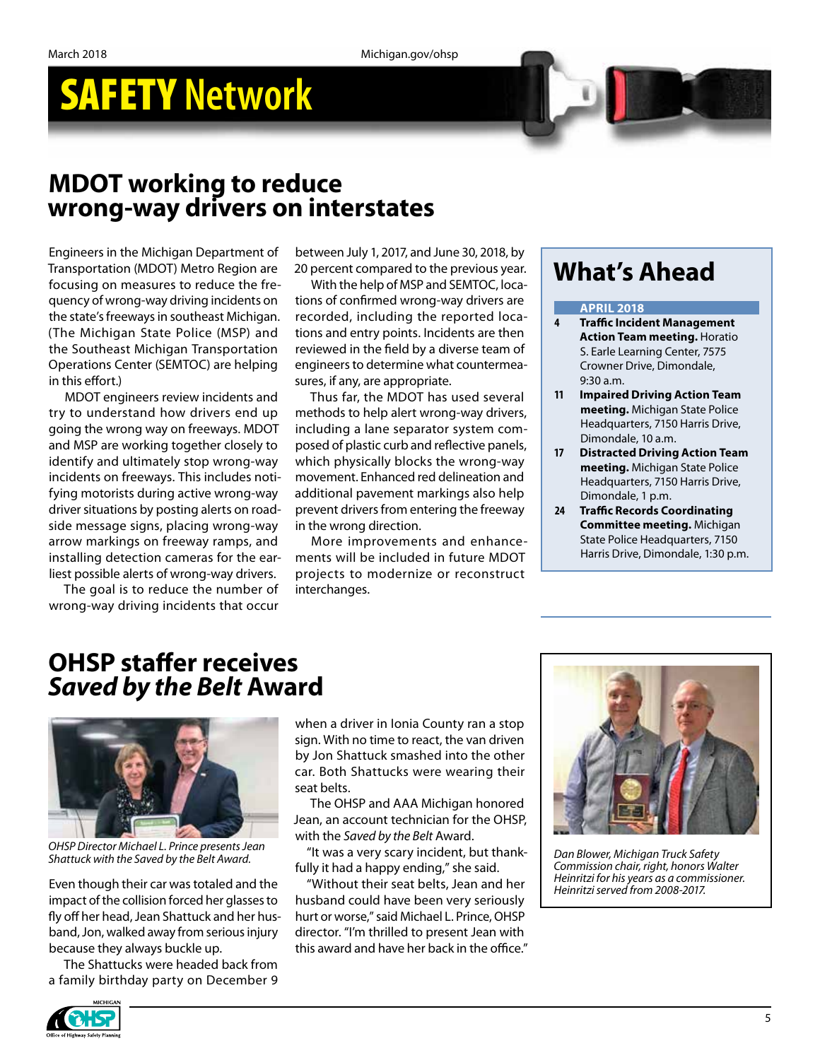# SAFETY Network

## MDOT working to reduce wrong-way drivers on interstates

Engineers in the Michigan Department of Transportation (MDOT) Metro Region are focusing on measures to reduce the frequency of wrong-way driving incidents on the state's freeways in southeast Michigan. (The Michigan State Police (MSP) and the Southeast Michigan Transportation Operations Center (SEMTOC) are helping in this effort.)

MDOT engineers review incidents and try to understand how drivers end up going the wrong way on freeways. MDOT and MSP are working together closely to identify and ultimately stop wrong-way incidents on freeways. This includes notifying motorists during active wrong-way driver situations by posting alerts on roadside message signs, placing wrong-way arrow markings on freeway ramps, and installing detection cameras for the earliest possible alerts of wrong-way drivers.

The goal is to reduce the number of wrong-way driving incidents that occur between July 1, 2017, and June 30, 2018, by 20 percent compared to the previous year.

With the help of MSP and SEMTOC, locations of confirmed wrong-way drivers are recorded, including the reported locations and entry points. Incidents are then reviewed in the field by a diverse team of engineers to determine what countermeasures, if any, are appropriate.

Thus far, the MDOT has used several methods to help alert wrong-way drivers, including a lane separator system composed of plastic curb and reflective panels, which physically blocks the wrong-way movement. Enhanced red delineation and additional pavement markings also help prevent drivers from entering the freeway in the wrong direction.

More improvements and enhancements will be included in future MDOT projects to modernize or reconstruct interchanges.

## What's Ahead

**APRIL 2018**

- **4** **Traffic Incident Management Action Team meeting.** Horatio S. Earle Learning Center, 7575 Crowner Drive, Dimondale, 9:30 a.m.
- **11** **Impaired Driving Action Team meeting.** Michigan State Police Headquarters, 7150 Harris Drive, Dimondale, 10 a.m.
- **17** **Distracted Driving Action Team meeting.** Michigan State Police Headquarters, 7150 Harris Drive, Dimondale, 1 p.m.
- **24** **Traffic Records Coordinating Committee meeting.** Michigan State Police Headquarters, 7150 Harris Drive, Dimondale, 1:30 p.m.

## OHSP staffer receives *Saved by the Belt* Award

*OHSP Director Michael L. Prince presents Jean Shattuck with the Saved by the Belt Award.*

Even though their car was totaled and the impact of the collision forced her glasses to fly off her head, Jean Shattuck and her husband, Jon, walked away from serious injury because they always buckle up.

The Shattucks were headed back from a family birthday party on December 9 when a driver in Ionia County ran a stop sign. With no time to react, the van driven by Jon Shattuck smashed into the other car. Both Shattucks were wearing their seat belts.

The OHSP and AAA Michigan honored Jean, an account technician for the OHSP, with the *Saved by the Belt* Award.

"It was a very scary incident, but thankfully it had a happy ending," she said.

"Without their seat belts, Jean and her husband could have been very seriously hurt or worse," said Michael L. Prince, OHSP director. "I'm thrilled to present Jean with this award and have her back in the office."

*Dan Blower, Michigan Truck Safety Commission chair, right, honors Walter Heinritzi for his years as a commissioner. Heinritzi served from 2008-2017.*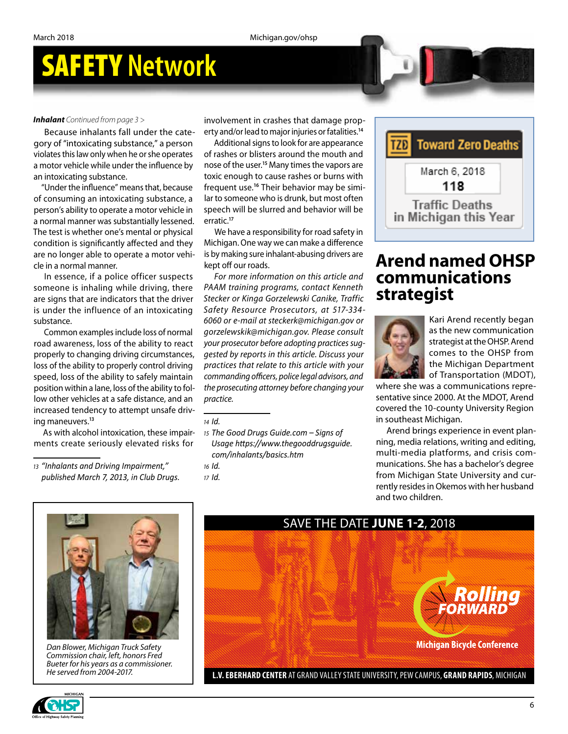# SAFETY Network

***Inhalant*** *Continued from page 3 >*

Because inhalants fall under the category of "intoxicating substance," a person violates this law only when he or she operates a motor vehicle while under the influence by an intoxicating substance.

"Under the influence" means that, because of consuming an intoxicating substance, a person's ability to operate a motor vehicle in a normal manner was substantially lessened. The test is whether one's mental or physical condition is significantly affected and they are no longer able to operate a motor vehicle in a normal manner.

In essence, if a police officer suspects someone is inhaling while driving, there are signs that are indicators that the driver is under the influence of an intoxicating substance.

Common examples include loss of normal road awareness, loss of the ability to react properly to changing driving circumstances, loss of the ability to properly control driving speed, loss of the ability to safely maintain position within a lane, loss of the ability to follow other vehicles at a safe distance, and an increased tendency to attempt unsafe driving maneuvers.[13]

As with alcohol intoxication, these impairments create seriously elevated risks for involvement in crashes that damage property and/or lead to major injuries or fatalities.[14]

Additional signs to look for are appearance of rashes or blisters around the mouth and nose of the user.[15] Many times the vapors are toxic enough to cause rashes or burns with frequent use.[16] Their behavior may be similar to someone who is drunk, but most often speech will be slurred and behavior will be erratic.[17]

We have a responsibility for road safety in Michigan. One way we can make a difference is by making sure inhalant-abusing drivers are kept off our roads.

*For more information on this article and PAAM training programs, contact Kenneth Stecker or Kinga Gorzelewski Canike, Traffic Safety Resource Prosecutors, at 517-334-6060 or e-mail at steckerk@michigan.gov or gorzelewskik@michigan.gov. Please consult your prosecutor before adopting practices suggested by reports in this article. Discuss your practices that relate to this article with your commanding officers, police legal advisors, and the prosecuting attorney before changing your practice.*

13 *"Inhalants and Driving Impairment," published March 7, 2013, in Club Drugs.*

14 *Id.*

15 *The Good Drugs Guide.com – Signs of Usage https://www.thegooddrugsguide.com/inhalants/basics.htm*

16 *Id.*

17 *Id.*

**TZD Toward Zero Deaths**

March 6, 2018

**118**

Traffic Deaths in Michigan this Year

## Arend named OHSP communications strategist

Kari Arend recently began as the new communication strategist at the OHSP. Arend comes to the OHSP from the Michigan Department of Transportation (MDOT), where she was a communications representative since 2000. At the MDOT, Arend covered the 10-county University Region in southeast Michigan.

Arend brings experience in event planning, media relations, writing and editing, multi-media platforms, and crisis communications. She has a bachelor's degree from Michigan State University and currently resides in Okemos with her husband and two children.

*Dan Blower, Michigan Truck Safety Commission chair, left, honors Fred Bueter for his years as a commissioner. He served from 2004-2017.*

SAVE THE DATE **JUNE 1-2**, 2018

**Rolling FORWARD**

**Michigan Bicycle Conference**

**L.V. EBERHARD CENTER** AT GRAND VALLEY STATE UNIVERSITY, PEW CAMPUS, **GRAND RAPIDS**, MICHIGAN